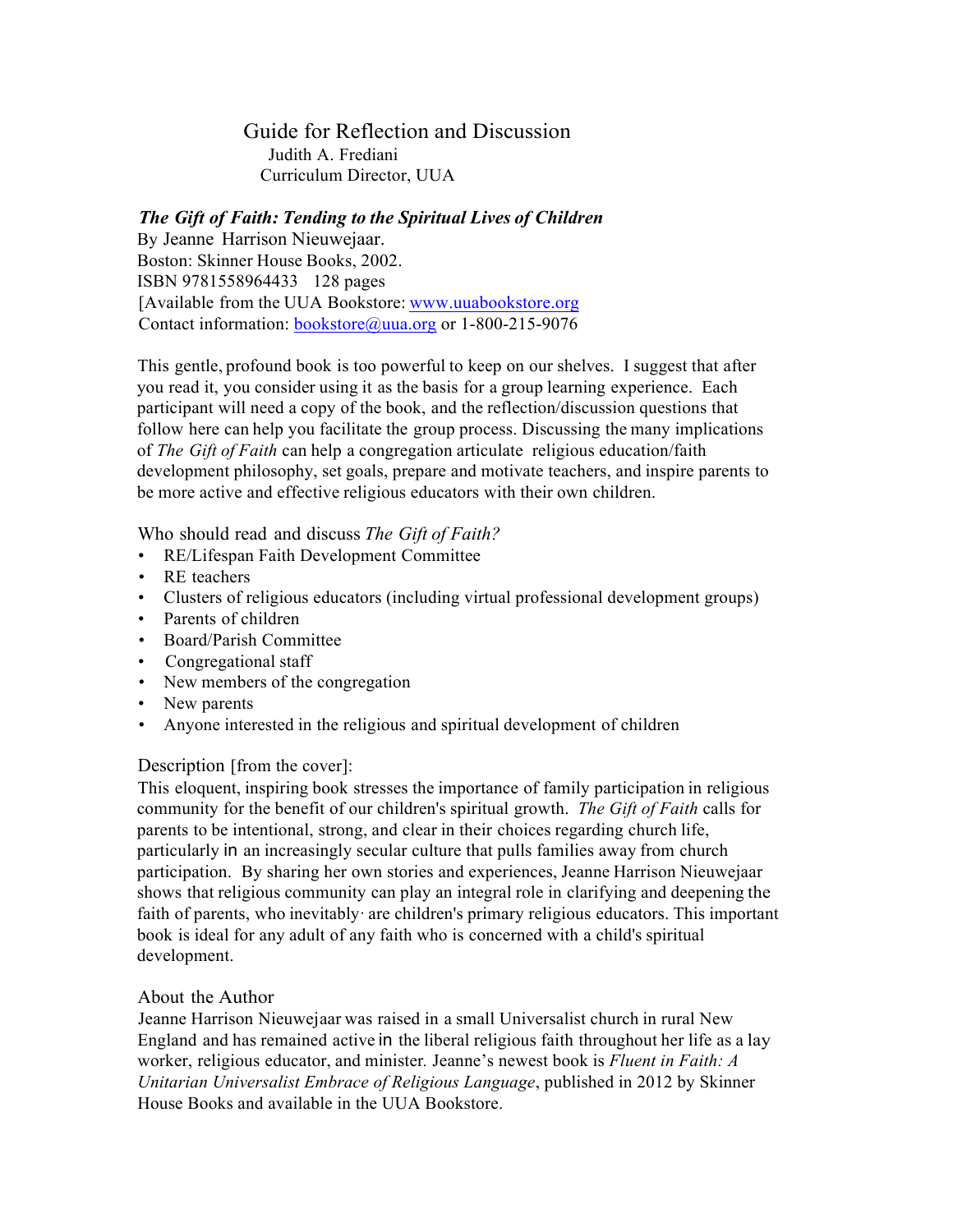# Guide for Reflection and Discussion

Judith A. Frediani
Curriculum Director, UUA

***The Gift of Faith: Tending to the Spiritual Lives of Children***
By Jeanne Harrison Nieuwejaar.
Boston: Skinner House Books, 2002.
ISBN 9781558964433 128 pages
[Available from the UUA Bookstore: www.uuabookstore.org
Contact information: bookstore@uua.org or 1-800-215-9076

This gentle, profound book is too powerful to keep on our shelves. I suggest that after you read it, you consider using it as the basis for a group learning experience. Each participant will need a copy of the book, and the reflection/discussion questions that follow here can help you facilitate the group process. Discussing the many implications of *The Gift of Faith* can help a congregation articulate religious education/faith development philosophy, set goals, prepare and motivate teachers, and inspire parents to be more active and effective religious educators with their own children.

## Who should read and discuss *The Gift of Faith?*

- RE/Lifespan Faith Development Committee
- RE teachers
- Clusters of religious educators (including virtual professional development groups)
- Parents of children
- Board/Parish Committee
- Congregational staff
- New members of the congregation
- New parents
- Anyone interested in the religious and spiritual development of children

## Description [from the cover]:

This eloquent, inspiring book stresses the importance of family participation in religious community for the benefit of our children's spiritual growth. *The Gift of Faith* calls for parents to be intentional, strong, and clear in their choices regarding church life, particularly in an increasingly secular culture that pulls families away from church participation. By sharing her own stories and experiences, Jeanne Harrison Nieuwejaar shows that religious community can play an integral role in clarifying and deepening the faith of parents, who inevitably· are children's primary religious educators. This important book is ideal for any adult of any faith who is concerned with a child's spiritual development.

## About the Author

Jeanne Harrison Nieuwejaar was raised in a small Universalist church in rural New England and has remained active in the liberal religious faith throughout her life as a lay worker, religious educator, and minister. Jeanne's newest book is *Fluent in Faith: A Unitarian Universalist Embrace of Religious Language*, published in 2012 by Skinner House Books and available in the UUA Bookstore.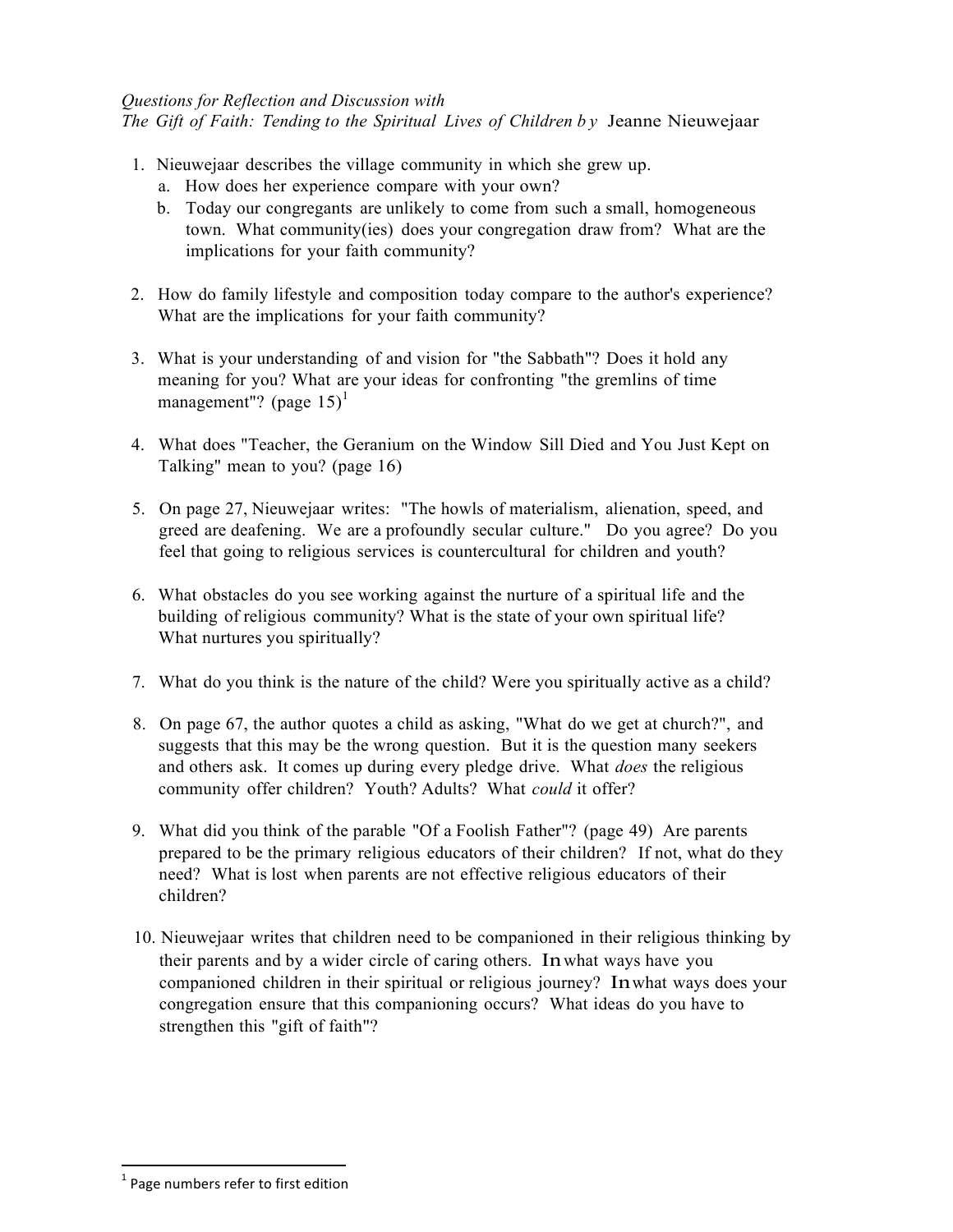*Questions for Reflection and Discussion with*
*The Gift of Faith: Tending to the Spiritual Lives of Children by* Jeanne Nieuwejaar

1. Nieuwejaar describes the village community in which she grew up.
   a. How does her experience compare with your own?
   b. Today our congregants are unlikely to come from such a small, homogeneous town. What community(ies) does your congregation draw from? What are the implications for your faith community?

2. How do family lifestyle and composition today compare to the author's experience? What are the implications for your faith community?

3. What is your understanding of and vision for "the Sabbath"? Does it hold any meaning for you? What are your ideas for confronting "the gremlins of time management"? (page 15)[1]

4. What does "Teacher, the Geranium on the Window Sill Died and You Just Kept on Talking" mean to you? (page 16)

5. On page 27, Nieuwejaar writes: "The howls of materialism, alienation, speed, and greed are deafening. We are a profoundly secular culture." Do you agree? Do you feel that going to religious services is countercultural for children and youth?

6. What obstacles do you see working against the nurture of a spiritual life and the building of religious community? What is the state of your own spiritual life? What nurtures you spiritually?

7. What do you think is the nature of the child? Were you spiritually active as a child?

8. On page 67, the author quotes a child as asking, "What do we get at church?", and suggests that this may be the wrong question. But it is the question many seekers and others ask. It comes up during every pledge drive. What *does* the religious community offer children? Youth? Adults? What *could* it offer?

9. What did you think of the parable "Of a Foolish Father"? (page 49) Are parents prepared to be the primary religious educators of their children? If not, what do they need? What is lost when parents are not effective religious educators of their children?

10. Nieuwejaar writes that children need to be companioned in their religious thinking by their parents and by a wider circle of caring others. In what ways have you companioned children in their spiritual or religious journey? In what ways does your congregation ensure that this companioning occurs? What ideas do you have to strengthen this "gift of faith"?

[1] Page numbers refer to first edition